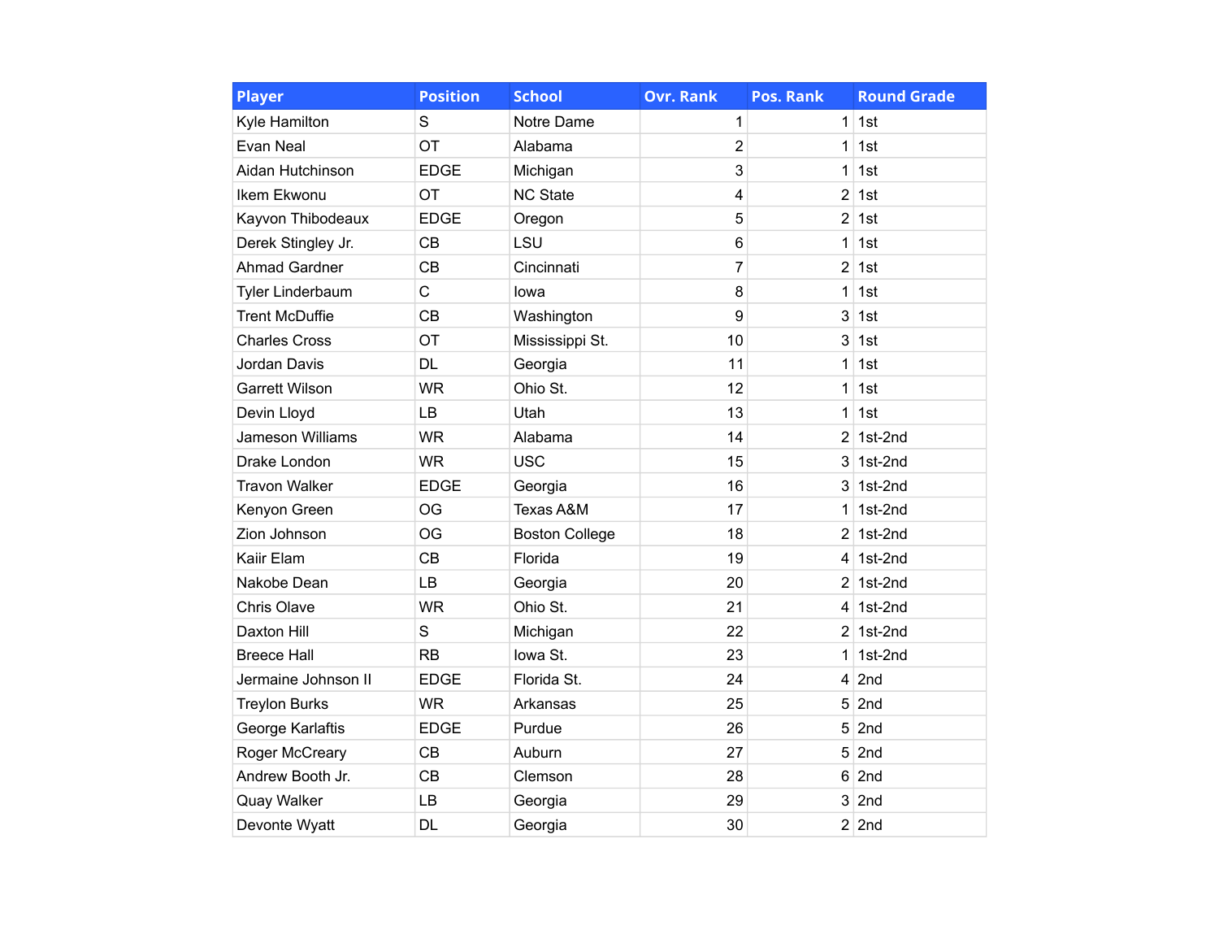| Player | Position | School | Ovr. Rank | Pos. Rank | Round Grade |
|---|---|---|---|---|---|
| Kyle Hamilton | S | Notre Dame | 1 | 1 | 1st |
| Evan Neal | OT | Alabama | 2 | 1 | 1st |
| Aidan Hutchinson | EDGE | Michigan | 3 | 1 | 1st |
| Ikem Ekwonu | OT | NC State | 4 | 2 | 1st |
| Kayvon Thibodeaux | EDGE | Oregon | 5 | 2 | 1st |
| Derek Stingley Jr. | CB | LSU | 6 | 1 | 1st |
| Ahmad Gardner | CB | Cincinnati | 7 | 2 | 1st |
| Tyler Linderbaum | C | Iowa | 8 | 1 | 1st |
| Trent McDuffie | CB | Washington | 9 | 3 | 1st |
| Charles Cross | OT | Mississippi St. | 10 | 3 | 1st |
| Jordan Davis | DL | Georgia | 11 | 1 | 1st |
| Garrett Wilson | WR | Ohio St. | 12 | 1 | 1st |
| Devin Lloyd | LB | Utah | 13 | 1 | 1st |
| Jameson Williams | WR | Alabama | 14 | 2 | 1st-2nd |
| Drake London | WR | USC | 15 | 3 | 1st-2nd |
| Travon Walker | EDGE | Georgia | 16 | 3 | 1st-2nd |
| Kenyon Green | OG | Texas A&M | 17 | 1 | 1st-2nd |
| Zion Johnson | OG | Boston College | 18 | 2 | 1st-2nd |
| Kaiir Elam | CB | Florida | 19 | 4 | 1st-2nd |
| Nakobe Dean | LB | Georgia | 20 | 2 | 1st-2nd |
| Chris Olave | WR | Ohio St. | 21 | 4 | 1st-2nd |
| Daxton Hill | S | Michigan | 22 | 2 | 1st-2nd |
| Breece Hall | RB | Iowa St. | 23 | 1 | 1st-2nd |
| Jermaine Johnson II | EDGE | Florida St. | 24 | 4 | 2nd |
| Treylon Burks | WR | Arkansas | 25 | 5 | 2nd |
| George Karlaftis | EDGE | Purdue | 26 | 5 | 2nd |
| Roger McCreary | CB | Auburn | 27 | 5 | 2nd |
| Andrew Booth Jr. | CB | Clemson | 28 | 6 | 2nd |
| Quay Walker | LB | Georgia | 29 | 3 | 2nd |
| Devonte Wyatt | DL | Georgia | 30 | 2 | 2nd |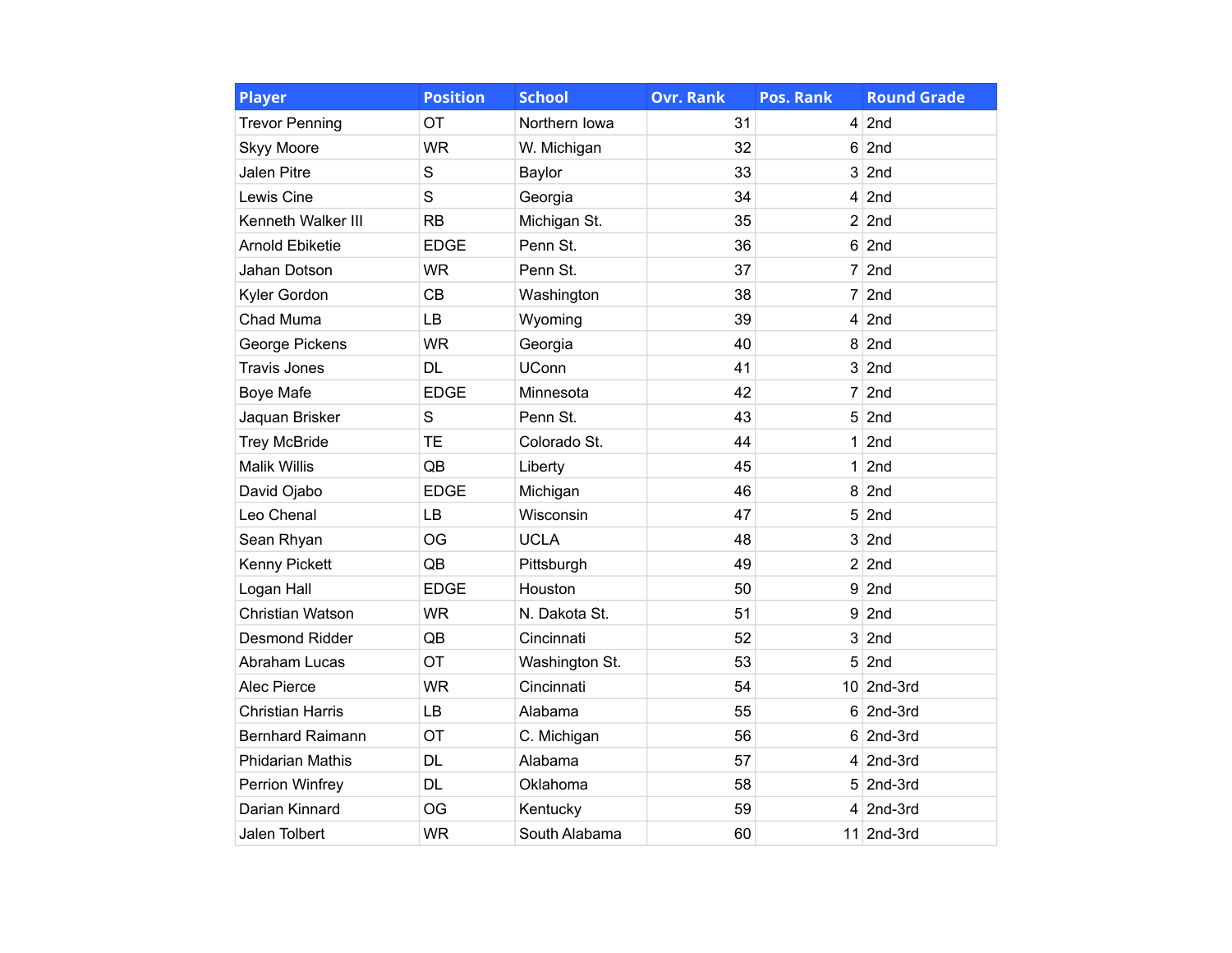| Player | Position | School | Ovr. Rank | Pos. Rank | Round Grade |
| --- | --- | --- | --- | --- | --- |
| Trevor Penning | OT | Northern Iowa | 31 | 4 | 2nd |
| Skyy Moore | WR | W. Michigan | 32 | 6 | 2nd |
| Jalen Pitre | S | Baylor | 33 | 3 | 2nd |
| Lewis Cine | S | Georgia | 34 | 4 | 2nd |
| Kenneth Walker III | RB | Michigan St. | 35 | 2 | 2nd |
| Arnold Ebiketie | EDGE | Penn St. | 36 | 6 | 2nd |
| Jahan Dotson | WR | Penn St. | 37 | 7 | 2nd |
| Kyler Gordon | CB | Washington | 38 | 7 | 2nd |
| Chad Muma | LB | Wyoming | 39 | 4 | 2nd |
| George Pickens | WR | Georgia | 40 | 8 | 2nd |
| Travis Jones | DL | UConn | 41 | 3 | 2nd |
| Boye Mafe | EDGE | Minnesota | 42 | 7 | 2nd |
| Jaquan Brisker | S | Penn St. | 43 | 5 | 2nd |
| Trey McBride | TE | Colorado St. | 44 | 1 | 2nd |
| Malik Willis | QB | Liberty | 45 | 1 | 2nd |
| David Ojabo | EDGE | Michigan | 46 | 8 | 2nd |
| Leo Chenal | LB | Wisconsin | 47 | 5 | 2nd |
| Sean Rhyan | OG | UCLA | 48 | 3 | 2nd |
| Kenny Pickett | QB | Pittsburgh | 49 | 2 | 2nd |
| Logan Hall | EDGE | Houston | 50 | 9 | 2nd |
| Christian Watson | WR | N. Dakota St. | 51 | 9 | 2nd |
| Desmond Ridder | QB | Cincinnati | 52 | 3 | 2nd |
| Abraham Lucas | OT | Washington St. | 53 | 5 | 2nd |
| Alec Pierce | WR | Cincinnati | 54 | 10 | 2nd-3rd |
| Christian Harris | LB | Alabama | 55 | 6 | 2nd-3rd |
| Bernhard Raimann | OT | C. Michigan | 56 | 6 | 2nd-3rd |
| Phidarian Mathis | DL | Alabama | 57 | 4 | 2nd-3rd |
| Perrion Winfrey | DL | Oklahoma | 58 | 5 | 2nd-3rd |
| Darian Kinnard | OG | Kentucky | 59 | 4 | 2nd-3rd |
| Jalen Tolbert | WR | South Alabama | 60 | 11 | 2nd-3rd |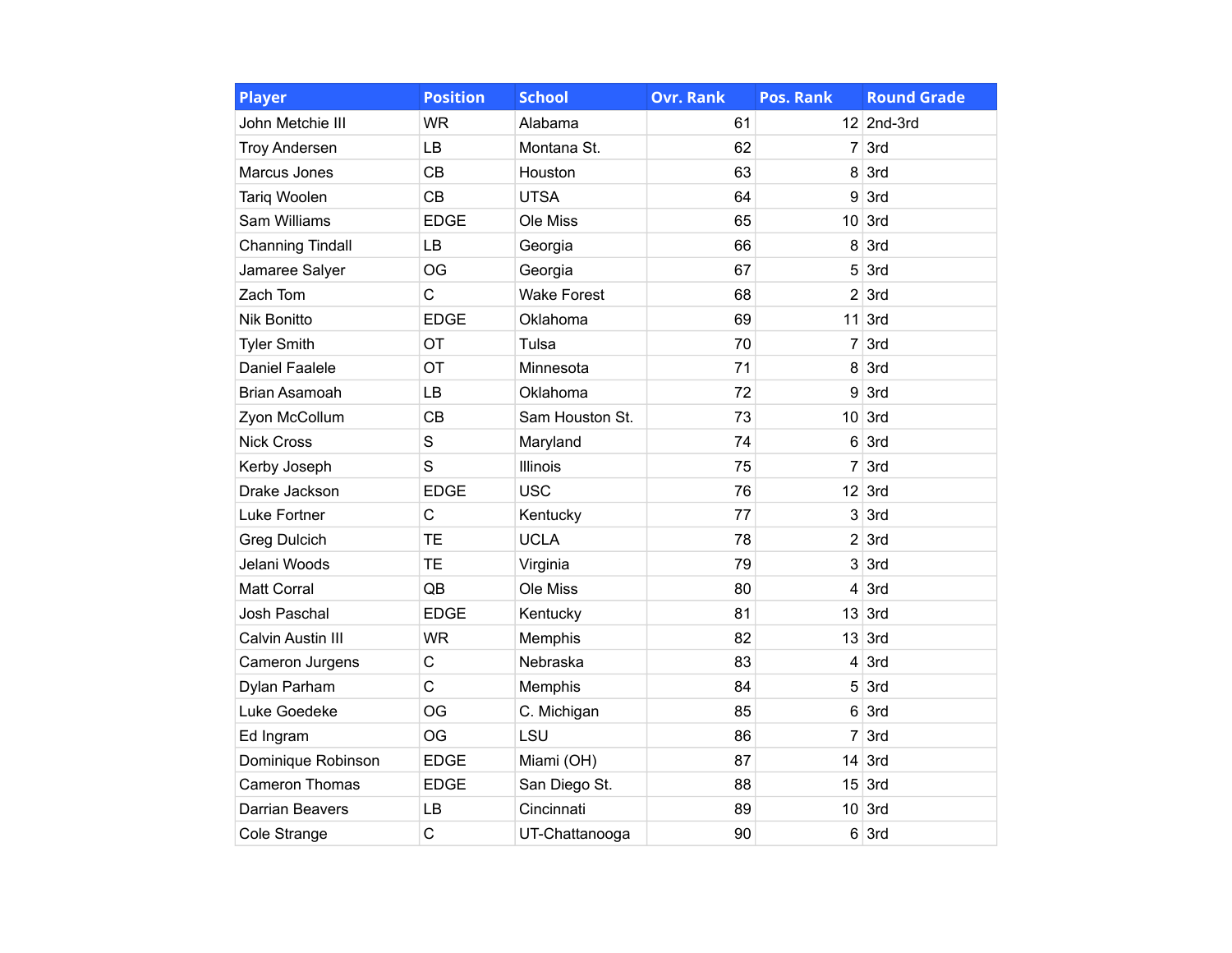| Player | Position | School | Ovr. Rank | Pos. Rank | Round Grade |
|---|---|---|---|---|---|
| John Metchie III | WR | Alabama | 61 | 12 | 2nd-3rd |
| Troy Andersen | LB | Montana St. | 62 | 7 | 3rd |
| Marcus Jones | CB | Houston | 63 | 8 | 3rd |
| Tariq Woolen | CB | UTSA | 64 | 9 | 3rd |
| Sam Williams | EDGE | Ole Miss | 65 | 10 | 3rd |
| Channing Tindall | LB | Georgia | 66 | 8 | 3rd |
| Jamaree Salyer | OG | Georgia | 67 | 5 | 3rd |
| Zach Tom | C | Wake Forest | 68 | 2 | 3rd |
| Nik Bonitto | EDGE | Oklahoma | 69 | 11 | 3rd |
| Tyler Smith | OT | Tulsa | 70 | 7 | 3rd |
| Daniel Faalele | OT | Minnesota | 71 | 8 | 3rd |
| Brian Asamoah | LB | Oklahoma | 72 | 9 | 3rd |
| Zyon McCollum | CB | Sam Houston St. | 73 | 10 | 3rd |
| Nick Cross | S | Maryland | 74 | 6 | 3rd |
| Kerby Joseph | S | Illinois | 75 | 7 | 3rd |
| Drake Jackson | EDGE | USC | 76 | 12 | 3rd |
| Luke Fortner | C | Kentucky | 77 | 3 | 3rd |
| Greg Dulcich | TE | UCLA | 78 | 2 | 3rd |
| Jelani Woods | TE | Virginia | 79 | 3 | 3rd |
| Matt Corral | QB | Ole Miss | 80 | 4 | 3rd |
| Josh Paschal | EDGE | Kentucky | 81 | 13 | 3rd |
| Calvin Austin III | WR | Memphis | 82 | 13 | 3rd |
| Cameron Jurgens | C | Nebraska | 83 | 4 | 3rd |
| Dylan Parham | C | Memphis | 84 | 5 | 3rd |
| Luke Goedeke | OG | C. Michigan | 85 | 6 | 3rd |
| Ed Ingram | OG | LSU | 86 | 7 | 3rd |
| Dominique Robinson | EDGE | Miami (OH) | 87 | 14 | 3rd |
| Cameron Thomas | EDGE | San Diego St. | 88 | 15 | 3rd |
| Darrian Beavers | LB | Cincinnati | 89 | 10 | 3rd |
| Cole Strange | C | UT-Chattanooga | 90 | 6 | 3rd |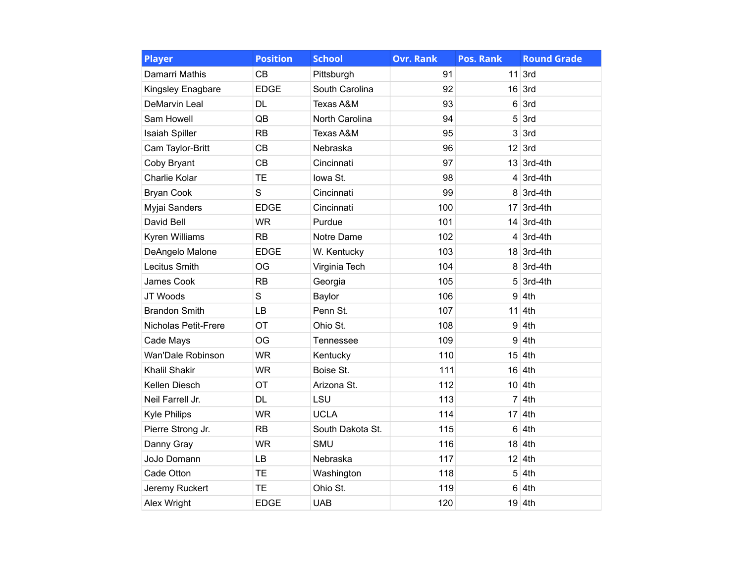| Player | Position | School | Ovr. Rank | Pos. Rank | Round Grade |
| --- | --- | --- | --- | --- | --- |
| Damarri Mathis | CB | Pittsburgh | 91 | 11 | 3rd |
| Kingsley Enagbare | EDGE | South Carolina | 92 | 16 | 3rd |
| DeMarvin Leal | DL | Texas A&M | 93 | 6 | 3rd |
| Sam Howell | QB | North Carolina | 94 | 5 | 3rd |
| Isaiah Spiller | RB | Texas A&M | 95 | 3 | 3rd |
| Cam Taylor-Britt | CB | Nebraska | 96 | 12 | 3rd |
| Coby Bryant | CB | Cincinnati | 97 | 13 | 3rd-4th |
| Charlie Kolar | TE | Iowa St. | 98 | 4 | 3rd-4th |
| Bryan Cook | S | Cincinnati | 99 | 8 | 3rd-4th |
| Myjai Sanders | EDGE | Cincinnati | 100 | 17 | 3rd-4th |
| David Bell | WR | Purdue | 101 | 14 | 3rd-4th |
| Kyren Williams | RB | Notre Dame | 102 | 4 | 3rd-4th |
| DeAngelo Malone | EDGE | W. Kentucky | 103 | 18 | 3rd-4th |
| Lecitus Smith | OG | Virginia Tech | 104 | 8 | 3rd-4th |
| James Cook | RB | Georgia | 105 | 5 | 3rd-4th |
| JT Woods | S | Baylor | 106 | 9 | 4th |
| Brandon Smith | LB | Penn St. | 107 | 11 | 4th |
| Nicholas Petit-Frere | OT | Ohio St. | 108 | 9 | 4th |
| Cade Mays | OG | Tennessee | 109 | 9 | 4th |
| Wan'Dale Robinson | WR | Kentucky | 110 | 15 | 4th |
| Khalil Shakir | WR | Boise St. | 111 | 16 | 4th |
| Kellen Diesch | OT | Arizona St. | 112 | 10 | 4th |
| Neil Farrell Jr. | DL | LSU | 113 | 7 | 4th |
| Kyle Philips | WR | UCLA | 114 | 17 | 4th |
| Pierre Strong Jr. | RB | South Dakota St. | 115 | 6 | 4th |
| Danny Gray | WR | SMU | 116 | 18 | 4th |
| JoJo Domann | LB | Nebraska | 117 | 12 | 4th |
| Cade Otton | TE | Washington | 118 | 5 | 4th |
| Jeremy Ruckert | TE | Ohio St. | 119 | 6 | 4th |
| Alex Wright | EDGE | UAB | 120 | 19 | 4th |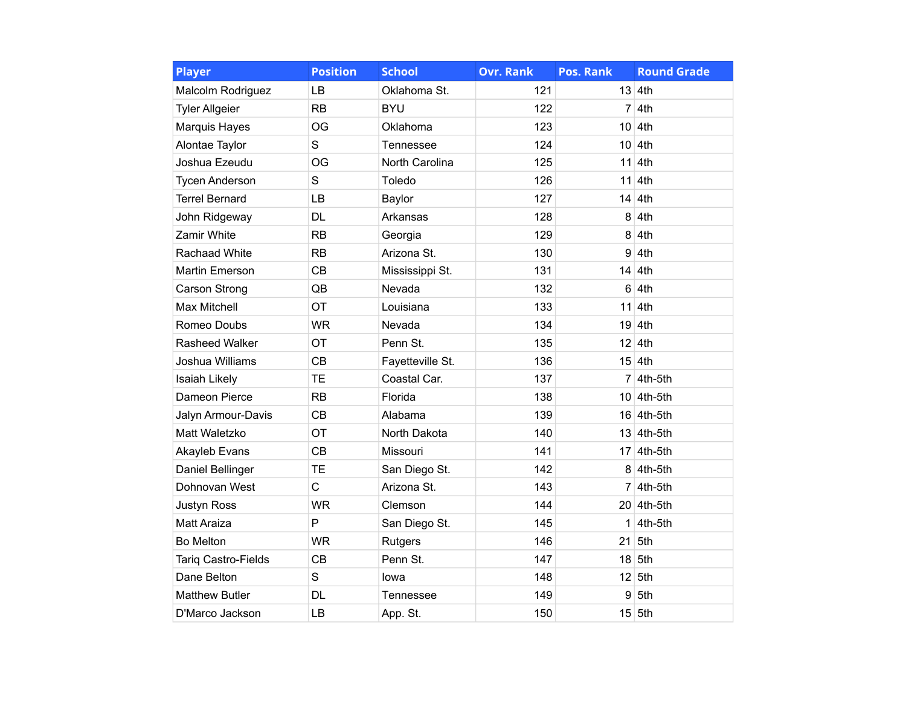| Player | Position | School | Ovr. Rank | Pos. Rank | Round Grade |
|---|---|---|---|---|---|
| Malcolm Rodriguez | LB | Oklahoma St. | 121 | 13 | 4th |
| Tyler Allgeier | RB | BYU | 122 | 7 | 4th |
| Marquis Hayes | OG | Oklahoma | 123 | 10 | 4th |
| Alontae Taylor | S | Tennessee | 124 | 10 | 4th |
| Joshua Ezeudu | OG | North Carolina | 125 | 11 | 4th |
| Tycen Anderson | S | Toledo | 126 | 11 | 4th |
| Terrel Bernard | LB | Baylor | 127 | 14 | 4th |
| John Ridgeway | DL | Arkansas | 128 | 8 | 4th |
| Zamir White | RB | Georgia | 129 | 8 | 4th |
| Rachaad White | RB | Arizona St. | 130 | 9 | 4th |
| Martin Emerson | CB | Mississippi St. | 131 | 14 | 4th |
| Carson Strong | QB | Nevada | 132 | 6 | 4th |
| Max Mitchell | OT | Louisiana | 133 | 11 | 4th |
| Romeo Doubs | WR | Nevada | 134 | 19 | 4th |
| Rasheed Walker | OT | Penn St. | 135 | 12 | 4th |
| Joshua Williams | CB | Fayetteville St. | 136 | 15 | 4th |
| Isaiah Likely | TE | Coastal Car. | 137 | 7 | 4th-5th |
| Dameon Pierce | RB | Florida | 138 | 10 | 4th-5th |
| Jalyn Armour-Davis | CB | Alabama | 139 | 16 | 4th-5th |
| Matt Waletzko | OT | North Dakota | 140 | 13 | 4th-5th |
| Akayleb Evans | CB | Missouri | 141 | 17 | 4th-5th |
| Daniel Bellinger | TE | San Diego St. | 142 | 8 | 4th-5th |
| Dohnovan West | C | Arizona St. | 143 | 7 | 4th-5th |
| Justyn Ross | WR | Clemson | 144 | 20 | 4th-5th |
| Matt Araiza | P | San Diego St. | 145 | 1 | 4th-5th |
| Bo Melton | WR | Rutgers | 146 | 21 | 5th |
| Tariq Castro-Fields | CB | Penn St. | 147 | 18 | 5th |
| Dane Belton | S | Iowa | 148 | 12 | 5th |
| Matthew Butler | DL | Tennessee | 149 | 9 | 5th |
| D'Marco Jackson | LB | App. St. | 150 | 15 | 5th |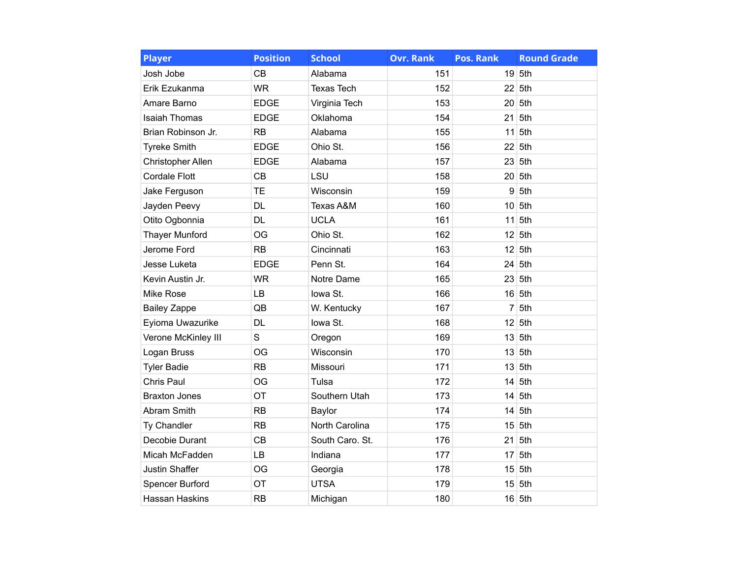| Player | Position | School | Ovr. Rank | Pos. Rank | Round Grade |
|---|---|---|---|---|---|
| Josh Jobe | CB | Alabama | 151 | 19 | 5th |
| Erik Ezukanma | WR | Texas Tech | 152 | 22 | 5th |
| Amare Barno | EDGE | Virginia Tech | 153 | 20 | 5th |
| Isaiah Thomas | EDGE | Oklahoma | 154 | 21 | 5th |
| Brian Robinson Jr. | RB | Alabama | 155 | 11 | 5th |
| Tyreke Smith | EDGE | Ohio St. | 156 | 22 | 5th |
| Christopher Allen | EDGE | Alabama | 157 | 23 | 5th |
| Cordale Flott | CB | LSU | 158 | 20 | 5th |
| Jake Ferguson | TE | Wisconsin | 159 | 9 | 5th |
| Jayden Peevy | DL | Texas A&M | 160 | 10 | 5th |
| Otito Ogbonnia | DL | UCLA | 161 | 11 | 5th |
| Thayer Munford | OG | Ohio St. | 162 | 12 | 5th |
| Jerome Ford | RB | Cincinnati | 163 | 12 | 5th |
| Jesse Luketa | EDGE | Penn St. | 164 | 24 | 5th |
| Kevin Austin Jr. | WR | Notre Dame | 165 | 23 | 5th |
| Mike Rose | LB | Iowa St. | 166 | 16 | 5th |
| Bailey Zappe | QB | W. Kentucky | 167 | 7 | 5th |
| Eyioma Uwazurike | DL | Iowa St. | 168 | 12 | 5th |
| Verone McKinley III | S | Oregon | 169 | 13 | 5th |
| Logan Bruss | OG | Wisconsin | 170 | 13 | 5th |
| Tyler Badie | RB | Missouri | 171 | 13 | 5th |
| Chris Paul | OG | Tulsa | 172 | 14 | 5th |
| Braxton Jones | OT | Southern Utah | 173 | 14 | 5th |
| Abram Smith | RB | Baylor | 174 | 14 | 5th |
| Ty Chandler | RB | North Carolina | 175 | 15 | 5th |
| Decobie Durant | CB | South Caro. St. | 176 | 21 | 5th |
| Micah McFadden | LB | Indiana | 177 | 17 | 5th |
| Justin Shaffer | OG | Georgia | 178 | 15 | 5th |
| Spencer Burford | OT | UTSA | 179 | 15 | 5th |
| Hassan Haskins | RB | Michigan | 180 | 16 | 5th |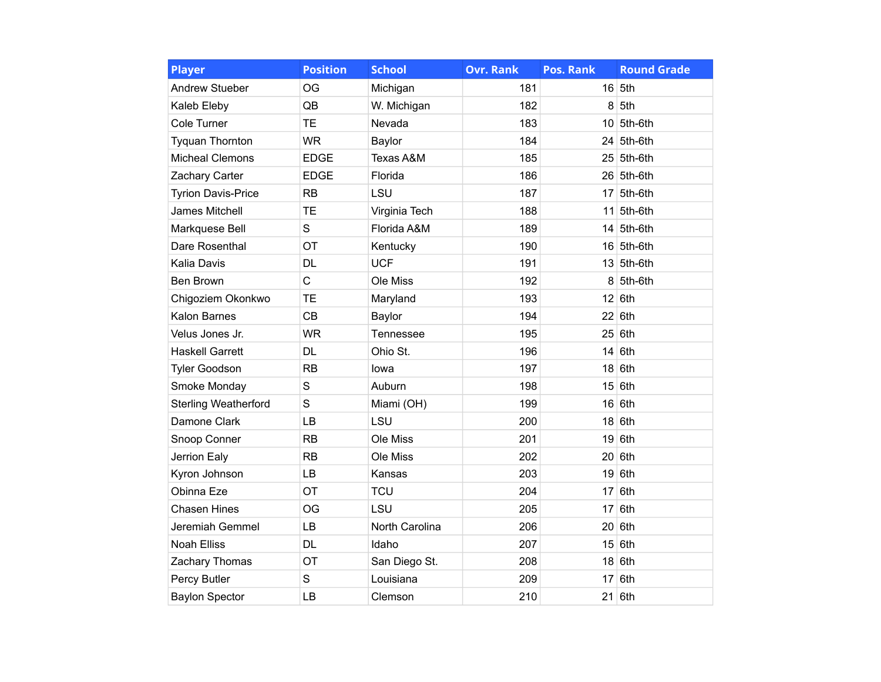| Player | Position | School | Ovr. Rank | Pos. Rank | Round Grade |
|---|---|---|---|---|---|
| Andrew Stueber | OG | Michigan | 181 | 16 | 5th |
| Kaleb Eleby | QB | W. Michigan | 182 | 8 | 5th |
| Cole Turner | TE | Nevada | 183 | 10 | 5th-6th |
| Tyquan Thornton | WR | Baylor | 184 | 24 | 5th-6th |
| Micheal Clemons | EDGE | Texas A&M | 185 | 25 | 5th-6th |
| Zachary Carter | EDGE | Florida | 186 | 26 | 5th-6th |
| Tyrion Davis-Price | RB | LSU | 187 | 17 | 5th-6th |
| James Mitchell | TE | Virginia Tech | 188 | 11 | 5th-6th |
| Markquese Bell | S | Florida A&M | 189 | 14 | 5th-6th |
| Dare Rosenthal | OT | Kentucky | 190 | 16 | 5th-6th |
| Kalia Davis | DL | UCF | 191 | 13 | 5th-6th |
| Ben Brown | C | Ole Miss | 192 | 8 | 5th-6th |
| Chigoziem Okonkwo | TE | Maryland | 193 | 12 | 6th |
| Kalon Barnes | CB | Baylor | 194 | 22 | 6th |
| Velus Jones Jr. | WR | Tennessee | 195 | 25 | 6th |
| Haskell Garrett | DL | Ohio St. | 196 | 14 | 6th |
| Tyler Goodson | RB | Iowa | 197 | 18 | 6th |
| Smoke Monday | S | Auburn | 198 | 15 | 6th |
| Sterling Weatherford | S | Miami (OH) | 199 | 16 | 6th |
| Damone Clark | LB | LSU | 200 | 18 | 6th |
| Snoop Conner | RB | Ole Miss | 201 | 19 | 6th |
| Jerrion Ealy | RB | Ole Miss | 202 | 20 | 6th |
| Kyron Johnson | LB | Kansas | 203 | 19 | 6th |
| Obinna Eze | OT | TCU | 204 | 17 | 6th |
| Chasen Hines | OG | LSU | 205 | 17 | 6th |
| Jeremiah Gemmel | LB | North Carolina | 206 | 20 | 6th |
| Noah Elliss | DL | Idaho | 207 | 15 | 6th |
| Zachary Thomas | OT | San Diego St. | 208 | 18 | 6th |
| Percy Butler | S | Louisiana | 209 | 17 | 6th |
| Baylon Spector | LB | Clemson | 210 | 21 | 6th |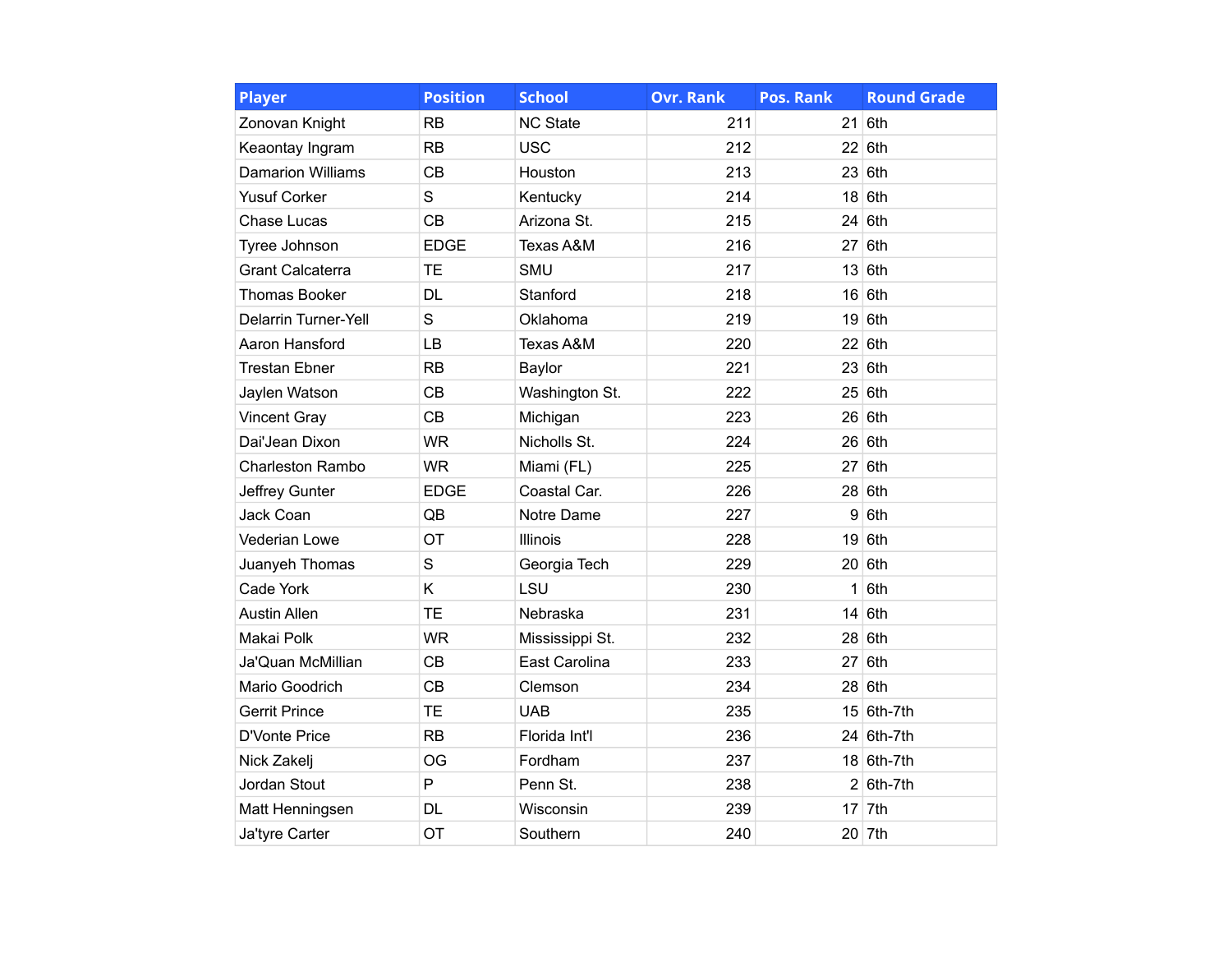| Player | Position | School | Ovr. Rank | Pos. Rank | Round Grade |
| --- | --- | --- | --- | --- | --- |
| Zonovan Knight | RB | NC State | 211 | 21 | 6th |
| Keaontay Ingram | RB | USC | 212 | 22 | 6th |
| Damarion Williams | CB | Houston | 213 | 23 | 6th |
| Yusuf Corker | S | Kentucky | 214 | 18 | 6th |
| Chase Lucas | CB | Arizona St. | 215 | 24 | 6th |
| Tyree Johnson | EDGE | Texas A&M | 216 | 27 | 6th |
| Grant Calcaterra | TE | SMU | 217 | 13 | 6th |
| Thomas Booker | DL | Stanford | 218 | 16 | 6th |
| Delarrin Turner-Yell | S | Oklahoma | 219 | 19 | 6th |
| Aaron Hansford | LB | Texas A&M | 220 | 22 | 6th |
| Trestan Ebner | RB | Baylor | 221 | 23 | 6th |
| Jaylen Watson | CB | Washington St. | 222 | 25 | 6th |
| Vincent Gray | CB | Michigan | 223 | 26 | 6th |
| Dai'Jean Dixon | WR | Nicholls St. | 224 | 26 | 6th |
| Charleston Rambo | WR | Miami (FL) | 225 | 27 | 6th |
| Jeffrey Gunter | EDGE | Coastal Car. | 226 | 28 | 6th |
| Jack Coan | QB | Notre Dame | 227 | 9 | 6th |
| Vederian Lowe | OT | Illinois | 228 | 19 | 6th |
| Juanyeh Thomas | S | Georgia Tech | 229 | 20 | 6th |
| Cade York | K | LSU | 230 | 1 | 6th |
| Austin Allen | TE | Nebraska | 231 | 14 | 6th |
| Makai Polk | WR | Mississippi St. | 232 | 28 | 6th |
| Ja'Quan McMillian | CB | East Carolina | 233 | 27 | 6th |
| Mario Goodrich | CB | Clemson | 234 | 28 | 6th |
| Gerrit Prince | TE | UAB | 235 | 15 | 6th-7th |
| D'Vonte Price | RB | Florida Int'l | 236 | 24 | 6th-7th |
| Nick Zakelj | OG | Fordham | 237 | 18 | 6th-7th |
| Jordan Stout | P | Penn St. | 238 | 2 | 6th-7th |
| Matt Henningsen | DL | Wisconsin | 239 | 17 | 7th |
| Ja'tyre Carter | OT | Southern | 240 | 20 | 7th |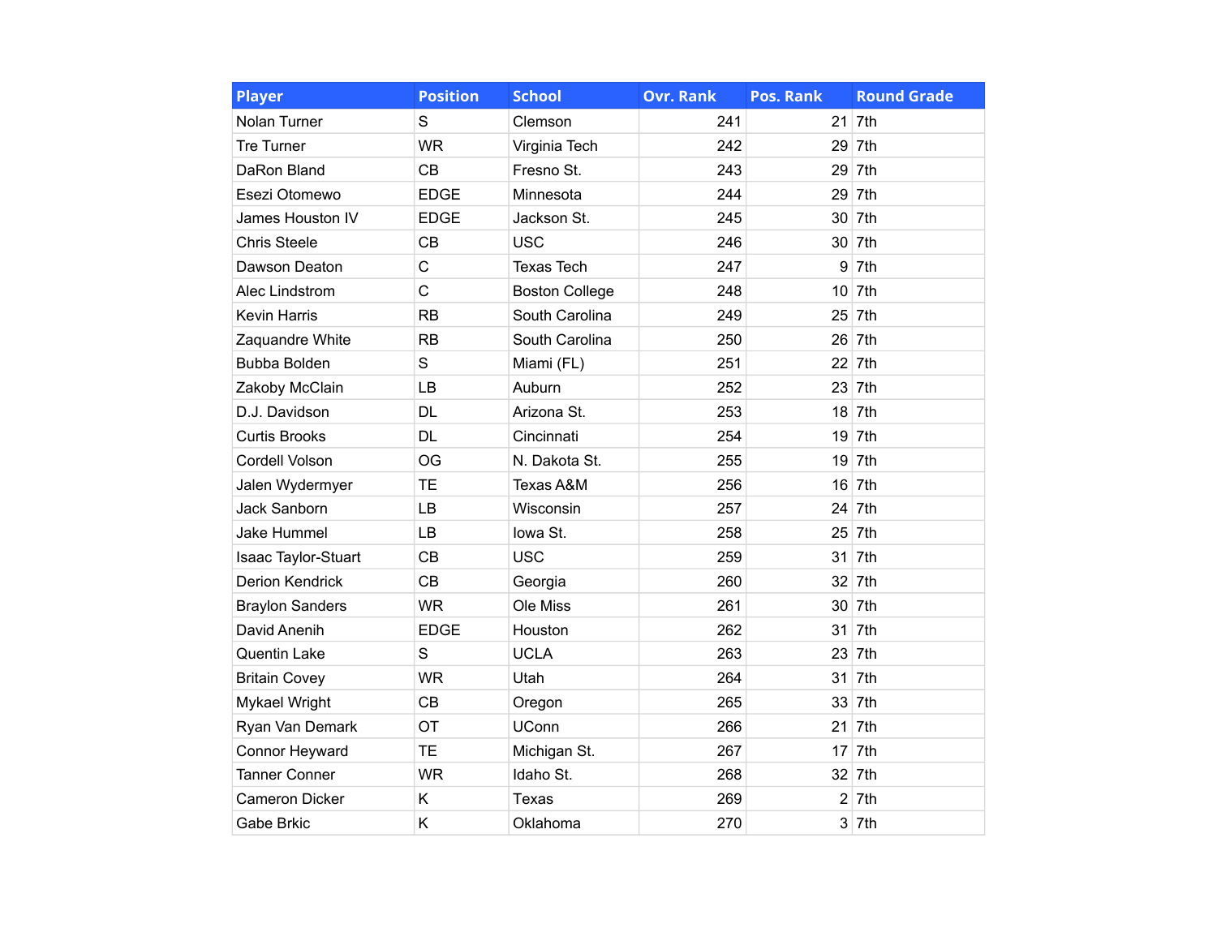| Player | Position | School | Ovr. Rank | Pos. Rank | Round Grade |
|---|---|---|---|---|---|
| Nolan Turner | S | Clemson | 241 | 21 | 7th |
| Tre Turner | WR | Virginia Tech | 242 | 29 | 7th |
| DaRon Bland | CB | Fresno St. | 243 | 29 | 7th |
| Esezi Otomewo | EDGE | Minnesota | 244 | 29 | 7th |
| James Houston IV | EDGE | Jackson St. | 245 | 30 | 7th |
| Chris Steele | CB | USC | 246 | 30 | 7th |
| Dawson Deaton | C | Texas Tech | 247 | 9 | 7th |
| Alec Lindstrom | C | Boston College | 248 | 10 | 7th |
| Kevin Harris | RB | South Carolina | 249 | 25 | 7th |
| Zaquandre White | RB | South Carolina | 250 | 26 | 7th |
| Bubba Bolden | S | Miami (FL) | 251 | 22 | 7th |
| Zakoby McClain | LB | Auburn | 252 | 23 | 7th |
| D.J. Davidson | DL | Arizona St. | 253 | 18 | 7th |
| Curtis Brooks | DL | Cincinnati | 254 | 19 | 7th |
| Cordell Volson | OG | N. Dakota St. | 255 | 19 | 7th |
| Jalen Wydermyer | TE | Texas A&M | 256 | 16 | 7th |
| Jack Sanborn | LB | Wisconsin | 257 | 24 | 7th |
| Jake Hummel | LB | Iowa St. | 258 | 25 | 7th |
| Isaac Taylor-Stuart | CB | USC | 259 | 31 | 7th |
| Derion Kendrick | CB | Georgia | 260 | 32 | 7th |
| Braylon Sanders | WR | Ole Miss | 261 | 30 | 7th |
| David Anenih | EDGE | Houston | 262 | 31 | 7th |
| Quentin Lake | S | UCLA | 263 | 23 | 7th |
| Britain Covey | WR | Utah | 264 | 31 | 7th |
| Mykael Wright | CB | Oregon | 265 | 33 | 7th |
| Ryan Van Demark | OT | UConn | 266 | 21 | 7th |
| Connor Heyward | TE | Michigan St. | 267 | 17 | 7th |
| Tanner Conner | WR | Idaho St. | 268 | 32 | 7th |
| Cameron Dicker | K | Texas | 269 | 2 | 7th |
| Gabe Brkic | K | Oklahoma | 270 | 3 | 7th |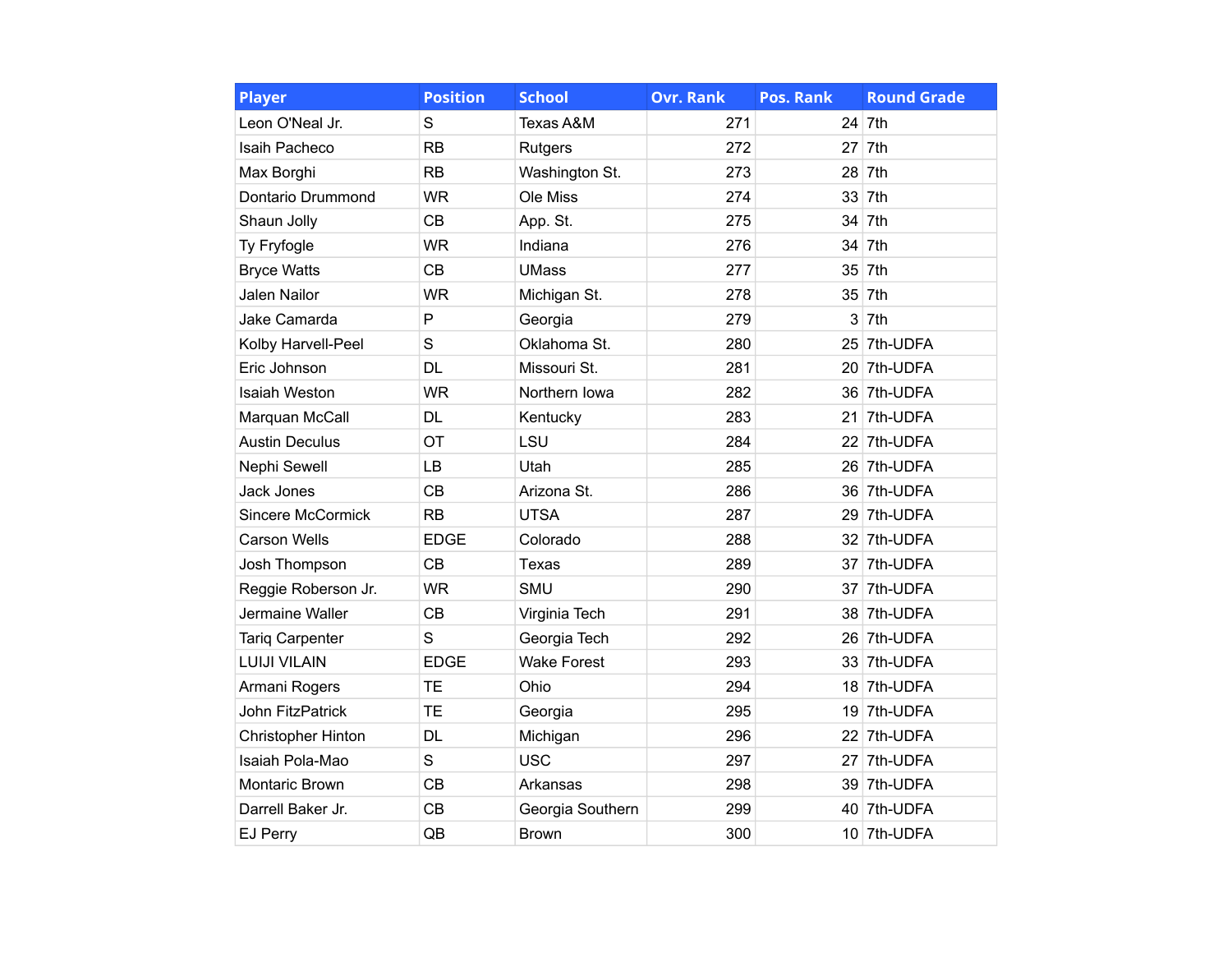| Player | Position | School | Ovr. Rank | Pos. Rank | Round Grade |
| --- | --- | --- | --- | --- | --- |
| Leon O'Neal Jr. | S | Texas A&M | 271 | 24 | 7th |
| Isaih Pacheco | RB | Rutgers | 272 | 27 | 7th |
| Max Borghi | RB | Washington St. | 273 | 28 | 7th |
| Dontario Drummond | WR | Ole Miss | 274 | 33 | 7th |
| Shaun Jolly | CB | App. St. | 275 | 34 | 7th |
| Ty Fryfogle | WR | Indiana | 276 | 34 | 7th |
| Bryce Watts | CB | UMass | 277 | 35 | 7th |
| Jalen Nailor | WR | Michigan St. | 278 | 35 | 7th |
| Jake Camarda | P | Georgia | 279 | 3 | 7th |
| Kolby Harvell-Peel | S | Oklahoma St. | 280 | 25 | 7th-UDFA |
| Eric Johnson | DL | Missouri St. | 281 | 20 | 7th-UDFA |
| Isaiah Weston | WR | Northern Iowa | 282 | 36 | 7th-UDFA |
| Marquan McCall | DL | Kentucky | 283 | 21 | 7th-UDFA |
| Austin Deculus | OT | LSU | 284 | 22 | 7th-UDFA |
| Nephi Sewell | LB | Utah | 285 | 26 | 7th-UDFA |
| Jack Jones | CB | Arizona St. | 286 | 36 | 7th-UDFA |
| Sincere McCormick | RB | UTSA | 287 | 29 | 7th-UDFA |
| Carson Wells | EDGE | Colorado | 288 | 32 | 7th-UDFA |
| Josh Thompson | CB | Texas | 289 | 37 | 7th-UDFA |
| Reggie Roberson Jr. | WR | SMU | 290 | 37 | 7th-UDFA |
| Jermaine Waller | CB | Virginia Tech | 291 | 38 | 7th-UDFA |
| Tariq Carpenter | S | Georgia Tech | 292 | 26 | 7th-UDFA |
| LUIJI VILAIN | EDGE | Wake Forest | 293 | 33 | 7th-UDFA |
| Armani Rogers | TE | Ohio | 294 | 18 | 7th-UDFA |
| John FitzPatrick | TE | Georgia | 295 | 19 | 7th-UDFA |
| Christopher Hinton | DL | Michigan | 296 | 22 | 7th-UDFA |
| Isaiah Pola-Mao | S | USC | 297 | 27 | 7th-UDFA |
| Montaric Brown | CB | Arkansas | 298 | 39 | 7th-UDFA |
| Darrell Baker Jr. | CB | Georgia Southern | 299 | 40 | 7th-UDFA |
| EJ Perry | QB | Brown | 300 | 10 | 7th-UDFA |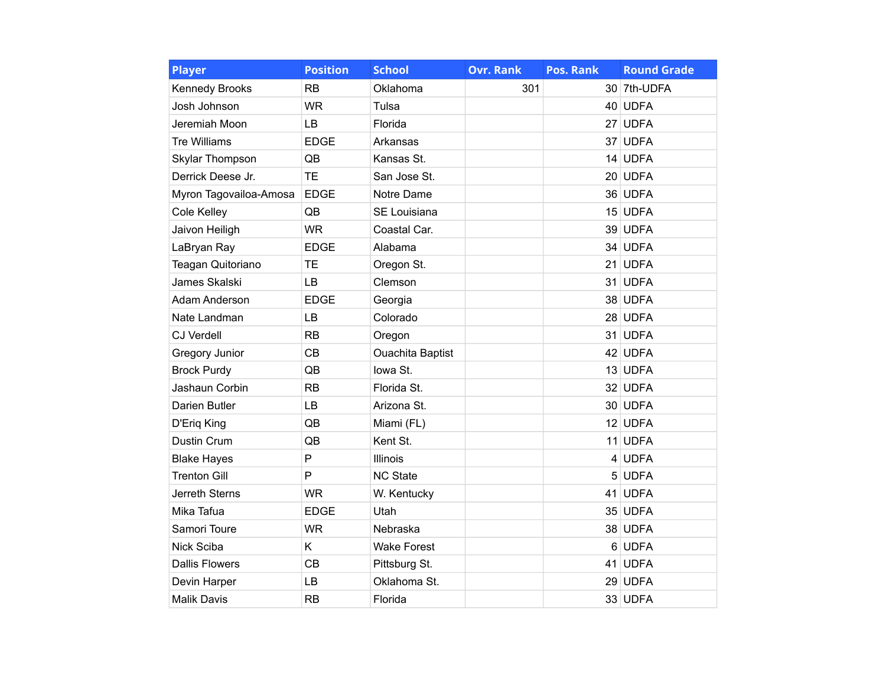| Player | Position | School | Ovr. Rank | Pos. Rank | Round Grade |
|---|---|---|---|---|---|
| Kennedy Brooks | RB | Oklahoma | 301 | 30 | 7th-UDFA |
| Josh Johnson | WR | Tulsa | | 40 | UDFA |
| Jeremiah Moon | LB | Florida | | 27 | UDFA |
| Tre Williams | EDGE | Arkansas | | 37 | UDFA |
| Skylar Thompson | QB | Kansas St. | | 14 | UDFA |
| Derrick Deese Jr. | TE | San Jose St. | | 20 | UDFA |
| Myron Tagovailoa-Amosa | EDGE | Notre Dame | | 36 | UDFA |
| Cole Kelley | QB | SE Louisiana | | 15 | UDFA |
| Jaivon Heiligh | WR | Coastal Car. | | 39 | UDFA |
| LaBryan Ray | EDGE | Alabama | | 34 | UDFA |
| Teagan Quitoriano | TE | Oregon St. | | 21 | UDFA |
| James Skalski | LB | Clemson | | 31 | UDFA |
| Adam Anderson | EDGE | Georgia | | 38 | UDFA |
| Nate Landman | LB | Colorado | | 28 | UDFA |
| CJ Verdell | RB | Oregon | | 31 | UDFA |
| Gregory Junior | CB | Ouachita Baptist | | 42 | UDFA |
| Brock Purdy | QB | Iowa St. | | 13 | UDFA |
| Jashaun Corbin | RB | Florida St. | | 32 | UDFA |
| Darien Butler | LB | Arizona St. | | 30 | UDFA |
| D'Eriq King | QB | Miami (FL) | | 12 | UDFA |
| Dustin Crum | QB | Kent St. | | 11 | UDFA |
| Blake Hayes | P | Illinois | | 4 | UDFA |
| Trenton Gill | P | NC State | | 5 | UDFA |
| Jerreth Sterns | WR | W. Kentucky | | 41 | UDFA |
| Mika Tafua | EDGE | Utah | | 35 | UDFA |
| Samori Toure | WR | Nebraska | | 38 | UDFA |
| Nick Sciba | K | Wake Forest | | 6 | UDFA |
| Dallis Flowers | CB | Pittsburg St. | | 41 | UDFA |
| Devin Harper | LB | Oklahoma St. | | 29 | UDFA |
| Malik Davis | RB | Florida | | 33 | UDFA |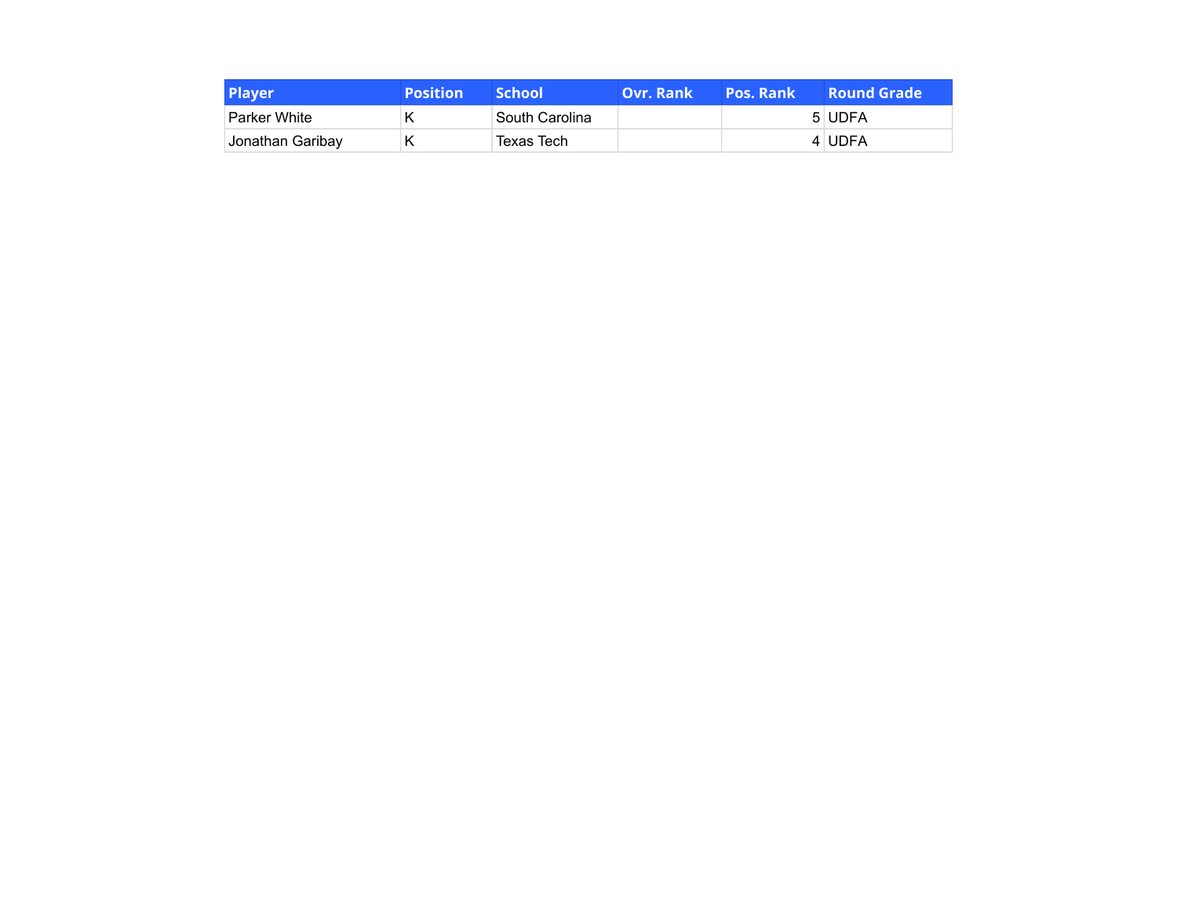| Player | Position | School | Ovr. Rank | Pos. Rank | Round Grade |
|---|---|---|---|---|---|
| Parker White | K | South Carolina | | 5 | UDFA |
| Jonathan Garibay | K | Texas Tech | | 4 | UDFA |